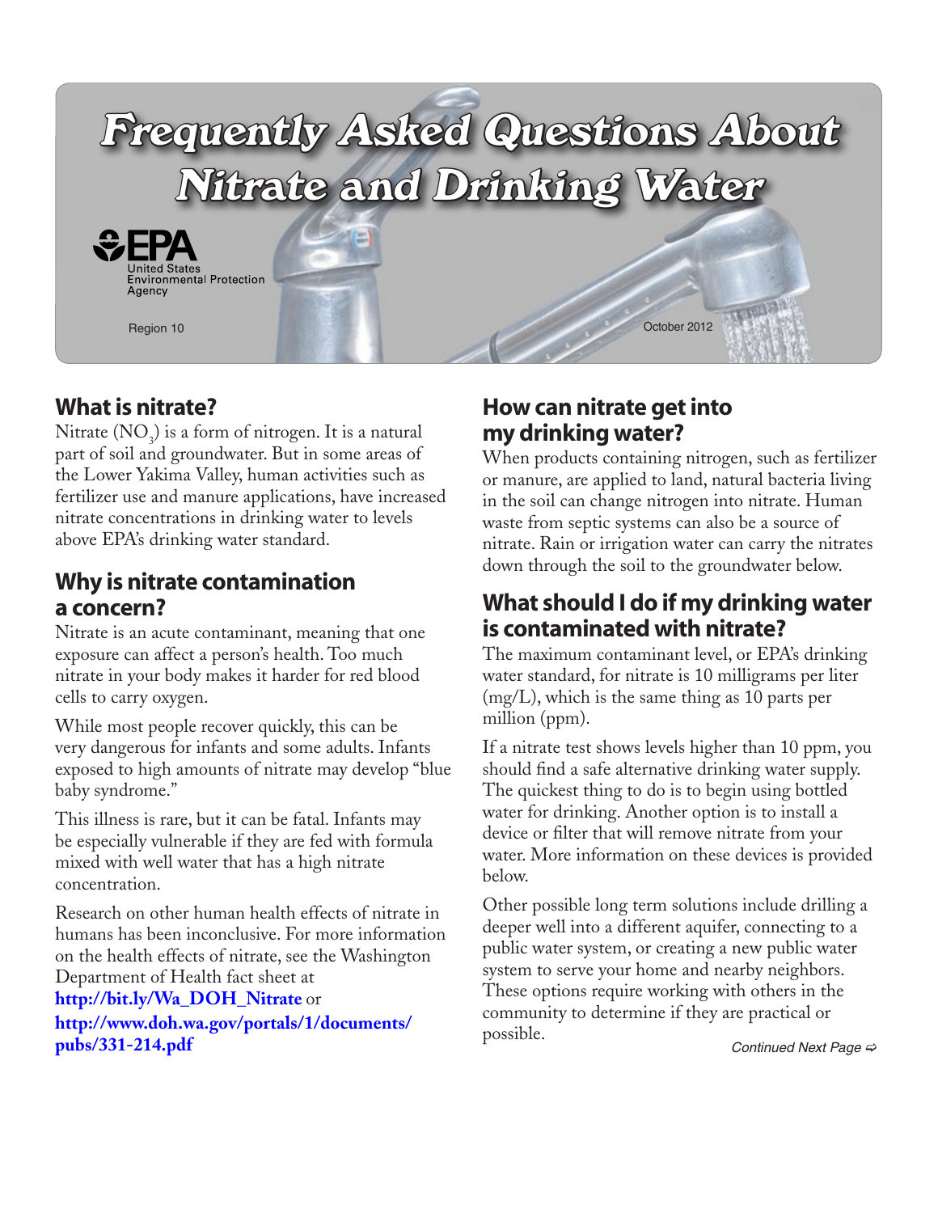# Frequently Asked Questions About Nitrate and Drinking Water

EPA United States Environmental Protection Agency

Region 10

October 2012

## What is nitrate?

Nitrate ($NO_3$) is a form of nitrogen. It is a natural part of soil and groundwater. But in some areas of the Lower Yakima Valley, human activities such as fertilizer use and manure applications, have increased nitrate concentrations in drinking water to levels above EPA's drinking water standard.

## Why is nitrate contamination a concern?

Nitrate is an acute contaminant, meaning that one exposure can affect a person's health. Too much nitrate in your body makes it harder for red blood cells to carry oxygen.

While most people recover quickly, this can be very dangerous for infants and some adults. Infants exposed to high amounts of nitrate may develop "blue baby syndrome."

This illness is rare, but it can be fatal. Infants may be especially vulnerable if they are fed with formula mixed with well water that has a high nitrate concentration.

Research on other human health effects of nitrate in humans has been inconclusive. For more information on the health effects of nitrate, see the Washington Department of Health fact sheet at **http://bit.ly/Wa_DOH_Nitrate** or **http://www.doh.wa.gov/portals/1/documents/pubs/331-214.pdf**

## How can nitrate get into my drinking water?

When products containing nitrogen, such as fertilizer or manure, are applied to land, natural bacteria living in the soil can change nitrogen into nitrate. Human waste from septic systems can also be a source of nitrate. Rain or irrigation water can carry the nitrates down through the soil to the groundwater below.

## What should I do if my drinking water is contaminated with nitrate?

The maximum contaminant level, or EPA's drinking water standard, for nitrate is 10 milligrams per liter (mg/L), which is the same thing as 10 parts per million (ppm).

If a nitrate test shows levels higher than 10 ppm, you should find a safe alternative drinking water supply. The quickest thing to do is to begin using bottled water for drinking. Another option is to install a device or filter that will remove nitrate from your water. More information on these devices is provided below.

Other possible long term solutions include drilling a deeper well into a different aquifer, connecting to a public water system, or creating a new public water system to serve your home and nearby neighbors. These options require working with others in the community to determine if they are practical or possible.

*Continued Next Page ⇨*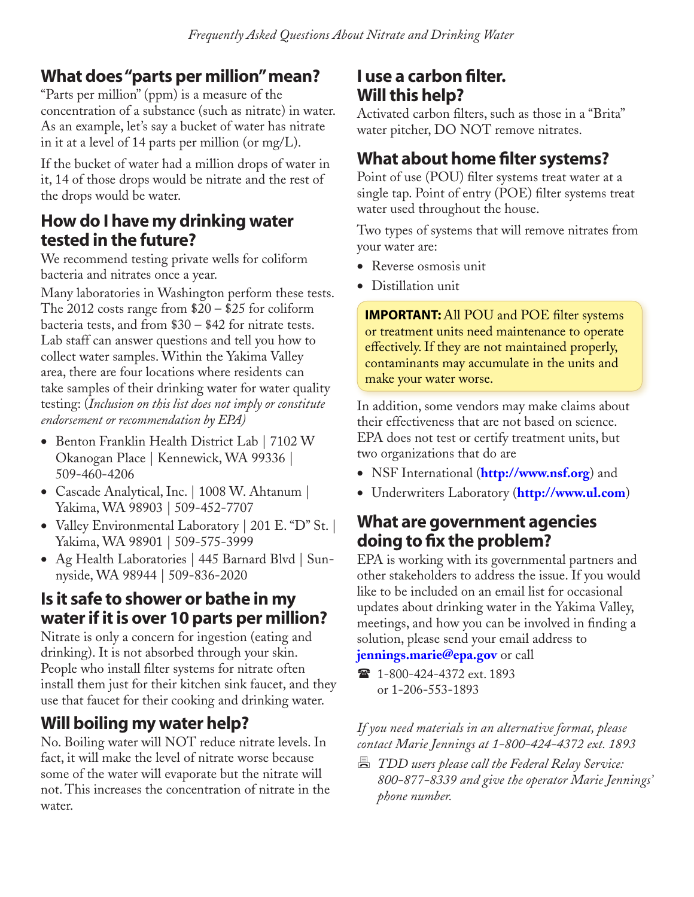## What does "parts per million" mean?

"Parts per million" (ppm) is a measure of the concentration of a substance (such as nitrate) in water. As an example, let's say a bucket of water has nitrate in it at a level of 14 parts per million (or mg/L).

If the bucket of water had a million drops of water in it, 14 of those drops would be nitrate and the rest of the drops would be water.

## How do I have my drinking water tested in the future?

We recommend testing private wells for coliform bacteria and nitrates once a year.

Many laboratories in Washington perform these tests. The 2012 costs range from $20 – $25 for coliform bacteria tests, and from $30 – $42 for nitrate tests. Lab staff can answer questions and tell you how to collect water samples. Within the Yakima Valley area, there are four locations where residents can take samples of their drinking water for water quality testing: (*Inclusion on this list does not imply or constitute endorsement or recommendation by EPA)*

- Benton Franklin Health District Lab | 7102 W Okanogan Place | Kennewick, WA 99336 | 509-460-4206
- Cascade Analytical, Inc. | 1008 W. Ahtanum | Yakima, WA 98903 | 509-452-7707
- Valley Environmental Laboratory | 201 E. "D" St. | Yakima, WA 98901 | 509-575-3999
- Ag Health Laboratories | 445 Barnard Blvd | Sunnyside, WA 98944 | 509-836-2020

## Is it safe to shower or bathe in my water if it is over 10 parts per million?

Nitrate is only a concern for ingestion (eating and drinking). It is not absorbed through your skin. People who install filter systems for nitrate often install them just for their kitchen sink faucet, and they use that faucet for their cooking and drinking water.

## Will boiling my water help?

No. Boiling water will NOT reduce nitrate levels. In fact, it will make the level of nitrate worse because some of the water will evaporate but the nitrate will not. This increases the concentration of nitrate in the water.

## I use a carbon filter. Will this help?

Activated carbon filters, such as those in a "Brita" water pitcher, DO NOT remove nitrates.

## What about home filter systems?

Point of use (POU) filter systems treat water at a single tap. Point of entry (POE) filter systems treat water used throughout the house.

Two types of systems that will remove nitrates from your water are:

- Reverse osmosis unit
- Distillation unit

**IMPORTANT:** All POU and POE filter systems or treatment units need maintenance to operate effectively. If they are not maintained properly, contaminants may accumulate in the units and make your water worse.

In addition, some vendors may make claims about their effectiveness that are not based on science. EPA does not test or certify treatment units, but two organizations that do are

- NSF International (**http://www.nsf.org**) and
- Underwriters Laboratory (**http://www.ul.com**)

## What are government agencies doing to fix the problem?

EPA is working with its governmental partners and other stakeholders to address the issue. If you would like to be included on an email list for occasional updates about drinking water in the Yakima Valley, meetings, and how you can be involved in finding a solution, please send your email address to **jennings.marie@epa.gov** or call

☎ 1-800-424-4372 ext. 1893
or 1-206-553-1893

*If you need materials in an alternative format, please contact Marie Jennings at 1-800-424-4372 ext. 1893*

*TDD users please call the Federal Relay Service: 800-877-8339 and give the operator Marie Jennings' phone number.*